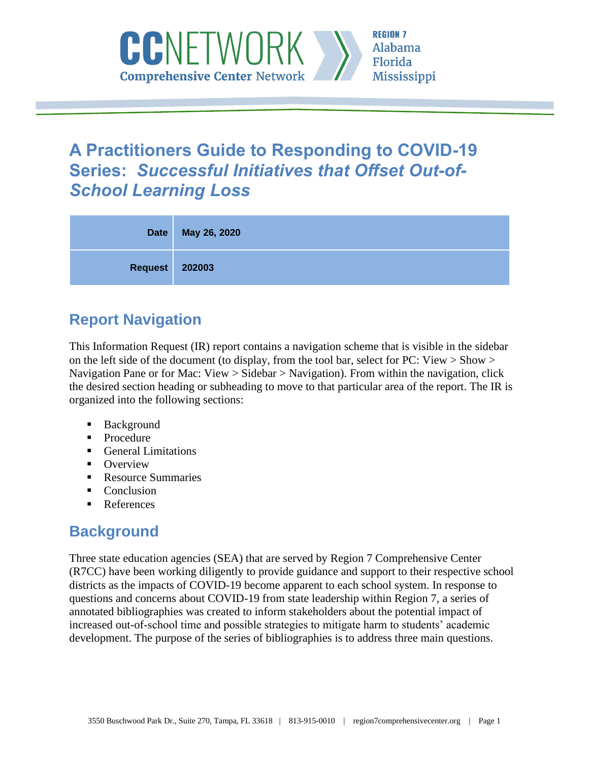# A Practitioners Guide to Responding to COVID-19 Series: *Successful Initiatives that Offset Out-of-School Learning Loss*

| **Date** | **May 26, 2020** |
|---|---|
| **Request** | **202003** |

## Report Navigation

This Information Request (IR) report contains a navigation scheme that is visible in the sidebar on the left side of the document (to display, from the tool bar, select for PC: View > Show > Navigation Pane or for Mac: View > Sidebar > Navigation). From within the navigation, click the desired section heading or subheading to move to that particular area of the report. The IR is organized into the following sections:

- Background
- Procedure
- General Limitations
- Overview
- Resource Summaries
- Conclusion
- References

## Background

Three state education agencies (SEA) that are served by Region 7 Comprehensive Center (R7CC) have been working diligently to provide guidance and support to their respective school districts as the impacts of COVID-19 become apparent to each school system. In response to questions and concerns about COVID-19 from state leadership within Region 7, a series of annotated bibliographies was created to inform stakeholders about the potential impact of increased out-of-school time and possible strategies to mitigate harm to students' academic development. The purpose of the series of bibliographies is to address three main questions.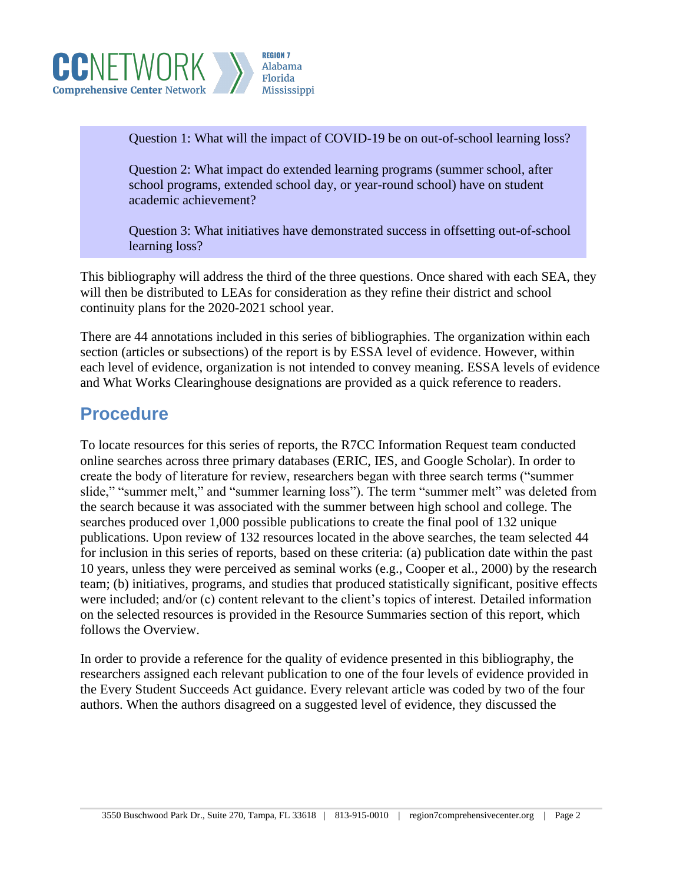Question 1: What will the impact of COVID-19 be on out-of-school learning loss?

Question 2: What impact do extended learning programs (summer school, after school programs, extended school day, or year-round school) have on student academic achievement?

Question 3: What initiatives have demonstrated success in offsetting out-of-school learning loss?

This bibliography will address the third of the three questions. Once shared with each SEA, they will then be distributed to LEAs for consideration as they refine their district and school continuity plans for the 2020-2021 school year.

There are 44 annotations included in this series of bibliographies. The organization within each section (articles or subsections) of the report is by ESSA level of evidence. However, within each level of evidence, organization is not intended to convey meaning. ESSA levels of evidence and What Works Clearinghouse designations are provided as a quick reference to readers.

## Procedure

To locate resources for this series of reports, the R7CC Information Request team conducted online searches across three primary databases (ERIC, IES, and Google Scholar). In order to create the body of literature for review, researchers began with three search terms ("summer slide," "summer melt," and "summer learning loss"). The term "summer melt" was deleted from the search because it was associated with the summer between high school and college. The searches produced over 1,000 possible publications to create the final pool of 132 unique publications. Upon review of 132 resources located in the above searches, the team selected 44 for inclusion in this series of reports, based on these criteria: (a) publication date within the past 10 years, unless they were perceived as seminal works (e.g., Cooper et al., 2000) by the research team; (b) initiatives, programs, and studies that produced statistically significant, positive effects were included; and/or (c) content relevant to the client's topics of interest. Detailed information on the selected resources is provided in the Resource Summaries section of this report, which follows the Overview.

In order to provide a reference for the quality of evidence presented in this bibliography, the researchers assigned each relevant publication to one of the four levels of evidence provided in the Every Student Succeeds Act guidance. Every relevant article was coded by two of the four authors. When the authors disagreed on a suggested level of evidence, they discussed the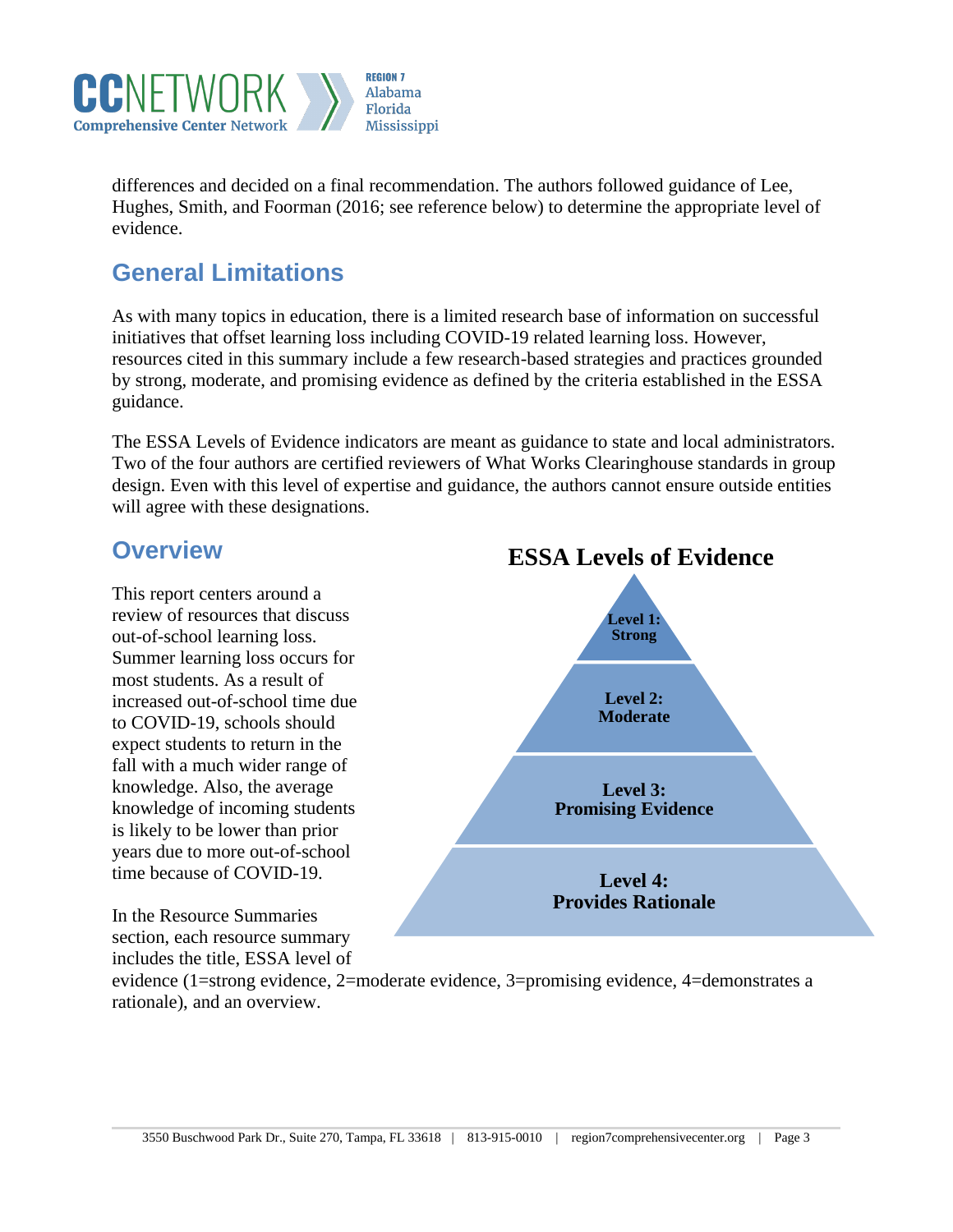differences and decided on a final recommendation. The authors followed guidance of Lee, Hughes, Smith, and Foorman (2016; see reference below) to determine the appropriate level of evidence.

## General Limitations

As with many topics in education, there is a limited research base of information on successful initiatives that offset learning loss including COVID-19 related learning loss. However, resources cited in this summary include a few research-based strategies and practices grounded by strong, moderate, and promising evidence as defined by the criteria established in the ESSA guidance.

The ESSA Levels of Evidence indicators are meant as guidance to state and local administrators. Two of the four authors are certified reviewers of What Works Clearinghouse standards in group design. Even with this level of expertise and guidance, the authors cannot ensure outside entities will agree with these designations.

## Overview

This report centers around a review of resources that discuss out-of-school learning loss. Summer learning loss occurs for most students. As a result of increased out-of-school time due to COVID-19, schools should expect students to return in the fall with a much wider range of knowledge. Also, the average knowledge of incoming students is likely to be lower than prior years due to more out-of-school time because of COVID-19.

**ESSA Levels of Evidence**

- **Level 1: Strong**
- **Level 2: Moderate**
- **Level 3: Promising Evidence**
- **Level 4: Provides Rationale**

In the Resource Summaries section, each resource summary includes the title, ESSA level of evidence (1=strong evidence, 2=moderate evidence, 3=promising evidence, 4=demonstrates a rationale), and an overview.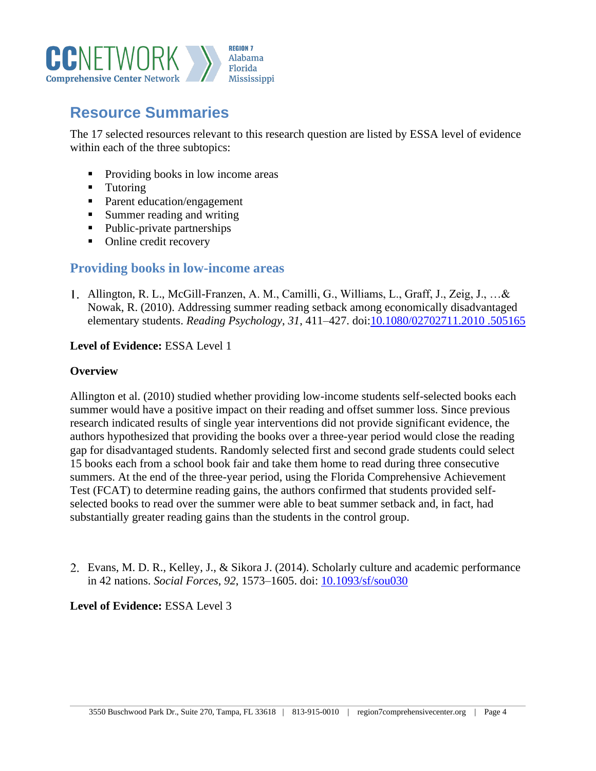## Resource Summaries

The 17 selected resources relevant to this research question are listed by ESSA level of evidence within each of the three subtopics:

- Providing books in low income areas
- Tutoring
- Parent education/engagement
- Summer reading and writing
- Public-private partnerships
- Online credit recovery

### Providing books in low-income areas

1. Allington, R. L., McGill-Franzen, A. M., Camilli, G., Williams, L., Graff, J., Zeig, J., …& Nowak, R. (2010). Addressing summer reading setback among economically disadvantaged elementary students. *Reading Psychology*, *31*, 411–427. doi:10.1080/02702711.2010 .505165

**Level of Evidence:** ESSA Level 1

**Overview**

Allington et al. (2010) studied whether providing low-income students self-selected books each summer would have a positive impact on their reading and offset summer loss. Since previous research indicated results of single year interventions did not provide significant evidence, the authors hypothesized that providing the books over a three-year period would close the reading gap for disadvantaged students. Randomly selected first and second grade students could select 15 books each from a school book fair and take them home to read during three consecutive summers. At the end of the three-year period, using the Florida Comprehensive Achievement Test (FCAT) to determine reading gains, the authors confirmed that students provided self-selected books to read over the summer were able to beat summer setback and, in fact, had substantially greater reading gains than the students in the control group.

2. Evans, M. D. R., Kelley, J., & Sikora J. (2014). Scholarly culture and academic performance in 42 nations. *Social Forces*, *92*, 1573–1605. doi: 10.1093/sf/sou030

**Level of Evidence:** ESSA Level 3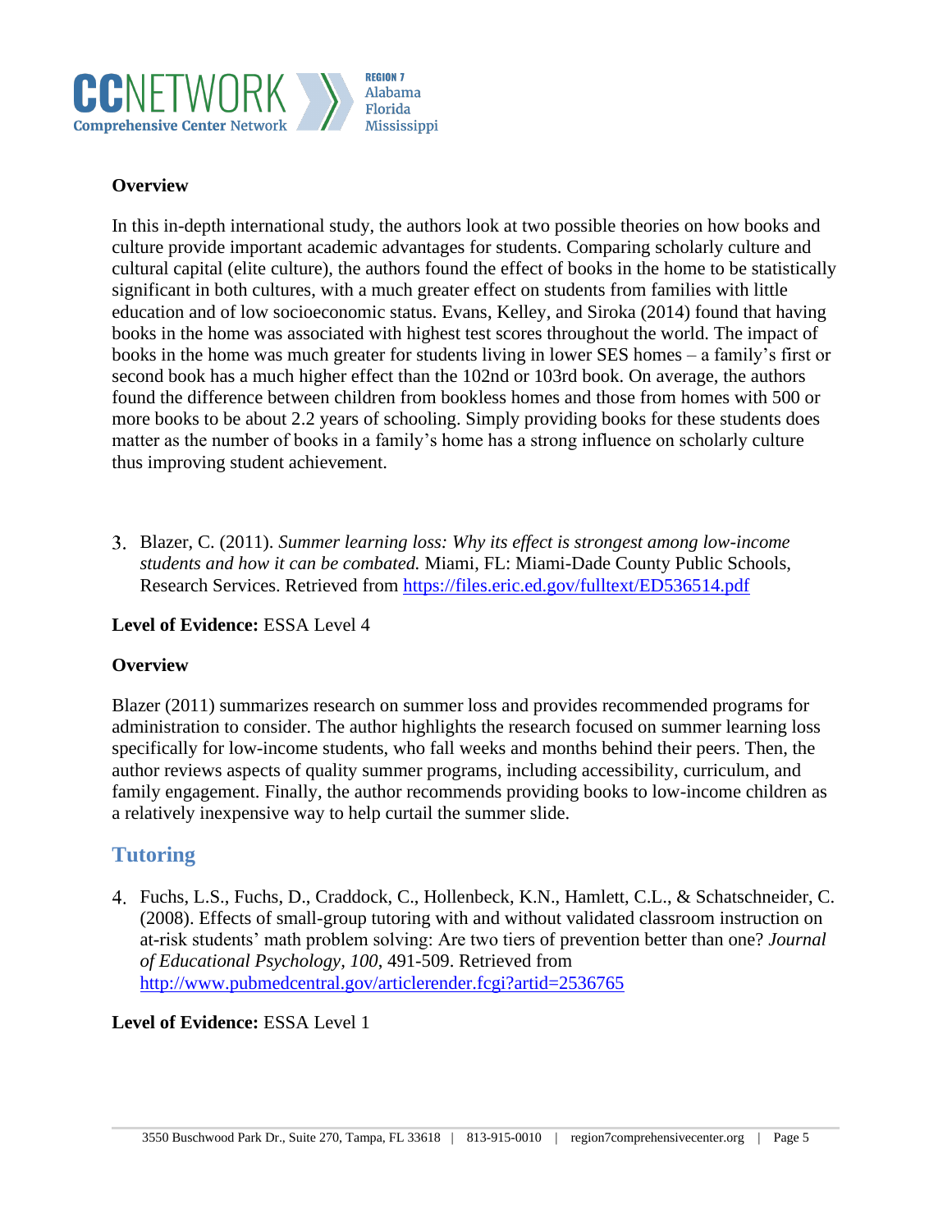**Overview**

In this in-depth international study, the authors look at two possible theories on how books and culture provide important academic advantages for students. Comparing scholarly culture and cultural capital (elite culture), the authors found the effect of books in the home to be statistically significant in both cultures, with a much greater effect on students from families with little education and of low socioeconomic status. Evans, Kelley, and Siroka (2014) found that having books in the home was associated with highest test scores throughout the world. The impact of books in the home was much greater for students living in lower SES homes – a family's first or second book has a much higher effect than the 102nd or 103rd book. On average, the authors found the difference between children from bookless homes and those from homes with 500 or more books to be about 2.2 years of schooling. Simply providing books for these students does matter as the number of books in a family's home has a strong influence on scholarly culture thus improving student achievement.

3. Blazer, C. (2011). *Summer learning loss: Why its effect is strongest among low-income students and how it can be combated.* Miami, FL: Miami-Dade County Public Schools, Research Services. Retrieved from https://files.eric.ed.gov/fulltext/ED536514.pdf

**Level of Evidence:** ESSA Level 4

**Overview**

Blazer (2011) summarizes research on summer loss and provides recommended programs for administration to consider. The author highlights the research focused on summer learning loss specifically for low-income students, who fall weeks and months behind their peers. Then, the author reviews aspects of quality summer programs, including accessibility, curriculum, and family engagement. Finally, the author recommends providing books to low-income children as a relatively inexpensive way to help curtail the summer slide.

## Tutoring

4. Fuchs, L.S., Fuchs, D., Craddock, C., Hollenbeck, K.N., Hamlett, C.L., & Schatschneider, C. (2008). Effects of small-group tutoring with and without validated classroom instruction on at-risk students' math problem solving: Are two tiers of prevention better than one? *Journal of Educational Psychology*, *100*, 491-509. Retrieved from http://www.pubmedcentral.gov/articlerender.fcgi?artid=2536765

**Level of Evidence:** ESSA Level 1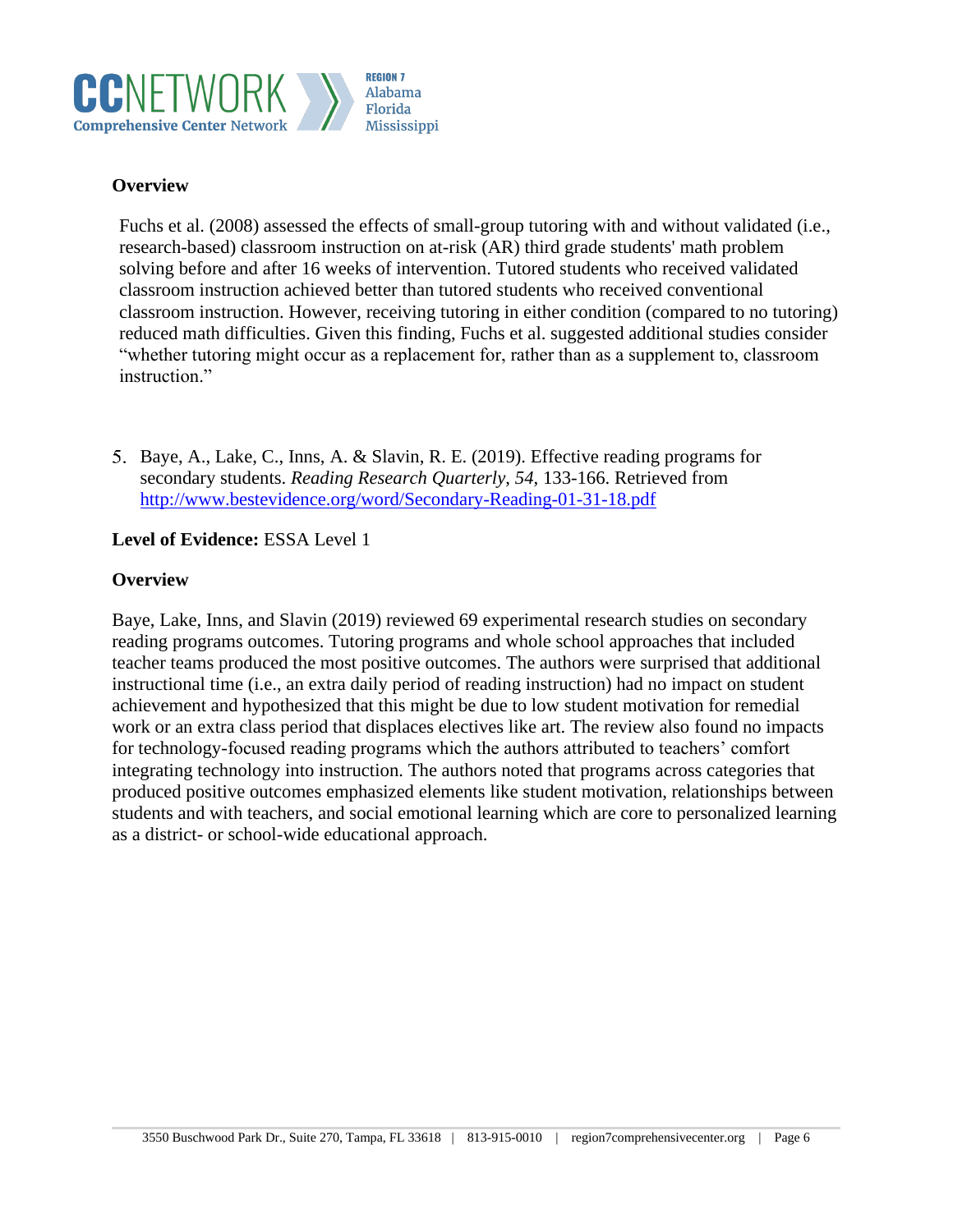**Overview**

Fuchs et al. (2008) assessed the effects of small-group tutoring with and without validated (i.e., research-based) classroom instruction on at-risk (AR) third grade students' math problem solving before and after 16 weeks of intervention. Tutored students who received validated classroom instruction achieved better than tutored students who received conventional classroom instruction. However, receiving tutoring in either condition (compared to no tutoring) reduced math difficulties. Given this finding, Fuchs et al. suggested additional studies consider "whether tutoring might occur as a replacement for, rather than as a supplement to, classroom instruction."

5. Baye, A., Lake, C., Inns, A. & Slavin, R. E. (2019). Effective reading programs for secondary students. *Reading Research Quarterly*, *54*, 133-166. Retrieved from [http://www.bestevidence.org/word/Secondary-Reading-01-31-18.pdf](http://www.bestevidence.org/word/Secondary-Reading-01-31-18.pdf)

**Level of Evidence:** ESSA Level 1

**Overview**

Baye, Lake, Inns, and Slavin (2019) reviewed 69 experimental research studies on secondary reading programs outcomes. Tutoring programs and whole school approaches that included teacher teams produced the most positive outcomes. The authors were surprised that additional instructional time (i.e., an extra daily period of reading instruction) had no impact on student achievement and hypothesized that this might be due to low student motivation for remedial work or an extra class period that displaces electives like art. The review also found no impacts for technology-focused reading programs which the authors attributed to teachers' comfort integrating technology into instruction. The authors noted that programs across categories that produced positive outcomes emphasized elements like student motivation, relationships between students and with teachers, and social emotional learning which are core to personalized learning as a district- or school-wide educational approach.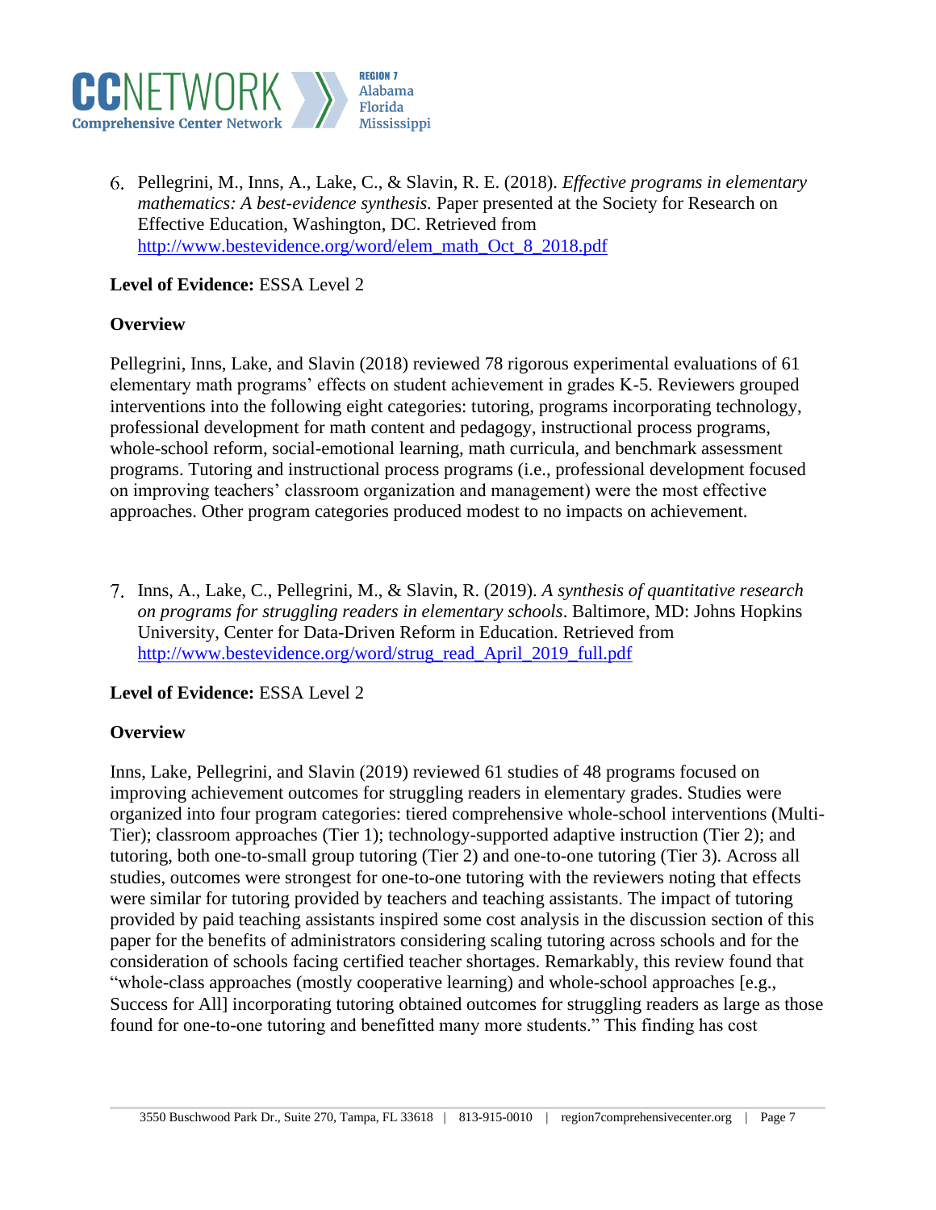6. Pellegrini, M., Inns, A., Lake, C., & Slavin, R. E. (2018). *Effective programs in elementary mathematics: A best-evidence synthesis.* Paper presented at the Society for Research on Effective Education, Washington, DC. Retrieved from http://www.bestevidence.org/word/elem_math_Oct_8_2018.pdf

**Level of Evidence:** ESSA Level 2

**Overview**

Pellegrini, Inns, Lake, and Slavin (2018) reviewed 78 rigorous experimental evaluations of 61 elementary math programs' effects on student achievement in grades K-5. Reviewers grouped interventions into the following eight categories: tutoring, programs incorporating technology, professional development for math content and pedagogy, instructional process programs, whole-school reform, social-emotional learning, math curricula, and benchmark assessment programs. Tutoring and instructional process programs (i.e., professional development focused on improving teachers' classroom organization and management) were the most effective approaches. Other program categories produced modest to no impacts on achievement.

7. Inns, A., Lake, C., Pellegrini, M., & Slavin, R. (2019). *A synthesis of quantitative research on programs for struggling readers in elementary schools*. Baltimore, MD: Johns Hopkins University, Center for Data-Driven Reform in Education. Retrieved from http://www.bestevidence.org/word/strug_read_April_2019_full.pdf

**Level of Evidence:** ESSA Level 2

**Overview**

Inns, Lake, Pellegrini, and Slavin (2019) reviewed 61 studies of 48 programs focused on improving achievement outcomes for struggling readers in elementary grades. Studies were organized into four program categories: tiered comprehensive whole-school interventions (Multi-Tier); classroom approaches (Tier 1); technology-supported adaptive instruction (Tier 2); and tutoring, both one-to-small group tutoring (Tier 2) and one-to-one tutoring (Tier 3). Across all studies, outcomes were strongest for one-to-one tutoring with the reviewers noting that effects were similar for tutoring provided by teachers and teaching assistants. The impact of tutoring provided by paid teaching assistants inspired some cost analysis in the discussion section of this paper for the benefits of administrators considering scaling tutoring across schools and for the consideration of schools facing certified teacher shortages. Remarkably, this review found that "whole-class approaches (mostly cooperative learning) and whole-school approaches [e.g., Success for All] incorporating tutoring obtained outcomes for struggling readers as large as those found for one-to-one tutoring and benefitted many more students." This finding has cost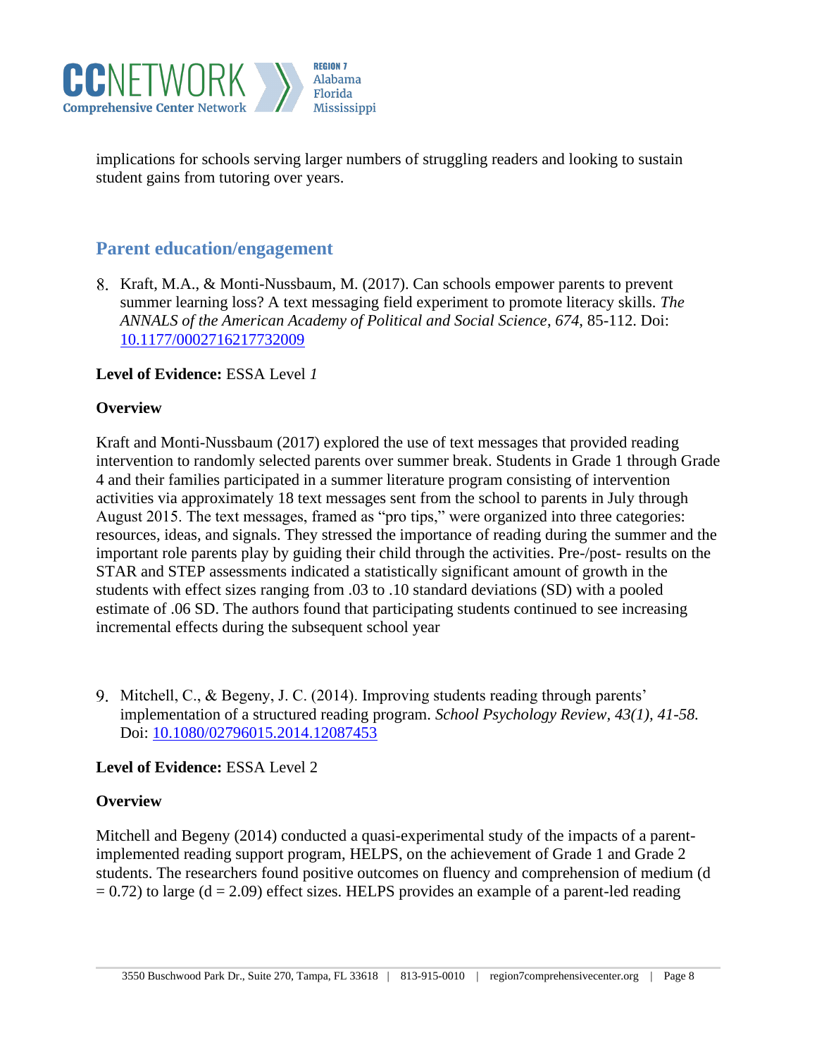implications for schools serving larger numbers of struggling readers and looking to sustain student gains from tutoring over years.

## Parent education/engagement

8. Kraft, M.A., & Monti-Nussbaum, M. (2017). Can schools empower parents to prevent summer learning loss? A text messaging field experiment to promote literacy skills. *The ANNALS of the American Academy of Political and Social Science*, *674*, 85-112. Doi: [10.1177/0002716217732009](https://doi.org/10.1177/0002716217732009)

**Level of Evidence:** ESSA Level *1*

**Overview**

Kraft and Monti-Nussbaum (2017) explored the use of text messages that provided reading intervention to randomly selected parents over summer break. Students in Grade 1 through Grade 4 and their families participated in a summer literature program consisting of intervention activities via approximately 18 text messages sent from the school to parents in July through August 2015. The text messages, framed as "pro tips," were organized into three categories: resources, ideas, and signals. They stressed the importance of reading during the summer and the important role parents play by guiding their child through the activities. Pre-/post- results on the STAR and STEP assessments indicated a statistically significant amount of growth in the students with effect sizes ranging from .03 to .10 standard deviations (SD) with a pooled estimate of .06 SD. The authors found that participating students continued to see increasing incremental effects during the subsequent school year

9. Mitchell, C., & Begeny, J. C. (2014). Improving students reading through parents' implementation of a structured reading program. *School Psychology Review, 43(1), 41-58.* Doi: [10.1080/02796015.2014.12087453](https://doi.org/10.1080/02796015.2014.12087453)

**Level of Evidence:** ESSA Level 2

**Overview**

Mitchell and Begeny (2014) conducted a quasi-experimental study of the impacts of a parent-implemented reading support program, HELPS, on the achievement of Grade 1 and Grade 2 students. The researchers found positive outcomes on fluency and comprehension of medium ($d = 0.72$) to large ($d = 2.09$) effect sizes. HELPS provides an example of a parent-led reading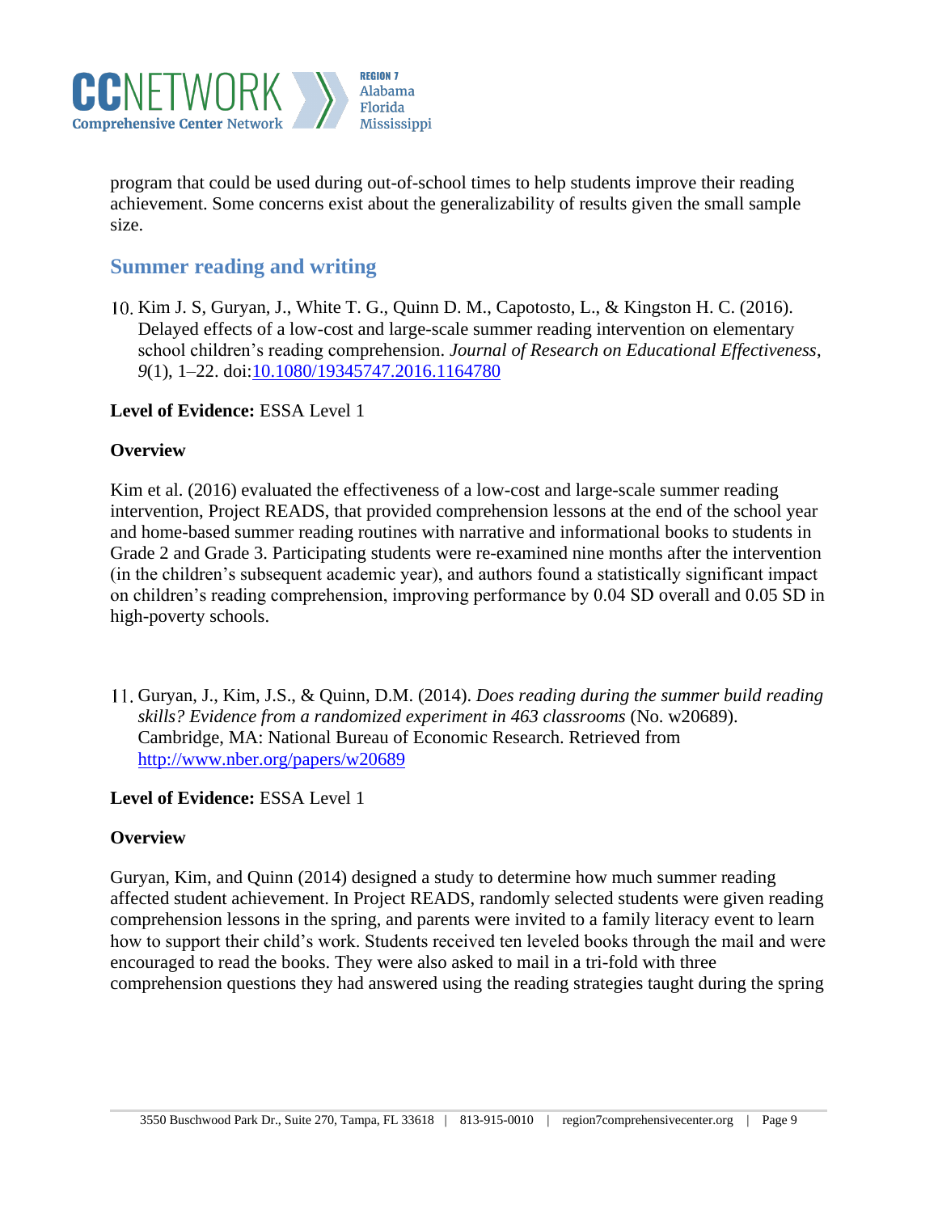program that could be used during out-of-school times to help students improve their reading achievement. Some concerns exist about the generalizability of results given the small sample size.

## Summer reading and writing

10. Kim J. S, Guryan, J., White T. G., Quinn D. M., Capotosto, L., & Kingston H. C. (2016). Delayed effects of a low-cost and large-scale summer reading intervention on elementary school children's reading comprehension. *Journal of Research on Educational Effectiveness*, *9*(1), 1–22. doi:[10.1080/19345747.2016.1164780](https://doi.org/10.1080/19345747.2016.1164780)

**Level of Evidence:** ESSA Level 1

**Overview**

Kim et al. (2016) evaluated the effectiveness of a low-cost and large-scale summer reading intervention, Project READS, that provided comprehension lessons at the end of the school year and home-based summer reading routines with narrative and informational books to students in Grade 2 and Grade 3. Participating students were re-examined nine months after the intervention (in the children's subsequent academic year), and authors found a statistically significant impact on children's reading comprehension, improving performance by 0.04 SD overall and 0.05 SD in high-poverty schools.

11. Guryan, J., Kim, J.S., & Quinn, D.M. (2014). *Does reading during the summer build reading skills? Evidence from a randomized experiment in 463 classrooms* (No. w20689). Cambridge, MA: National Bureau of Economic Research. Retrieved from [http://www.nber.org/papers/w20689](http://www.nber.org/papers/w20689)

**Level of Evidence:** ESSA Level 1

**Overview**

Guryan, Kim, and Quinn (2014) designed a study to determine how much summer reading affected student achievement. In Project READS, randomly selected students were given reading comprehension lessons in the spring, and parents were invited to a family literacy event to learn how to support their child's work. Students received ten leveled books through the mail and were encouraged to read the books. They were also asked to mail in a tri-fold with three comprehension questions they had answered using the reading strategies taught during the spring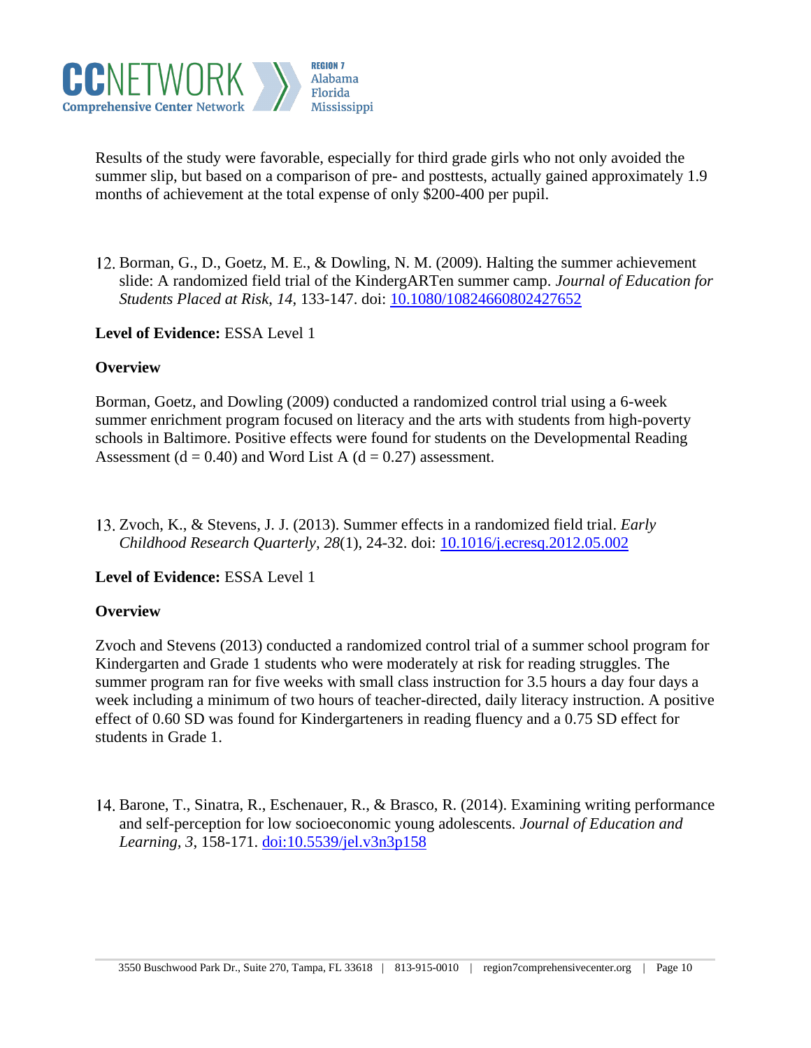Results of the study were favorable, especially for third grade girls who not only avoided the summer slip, but based on a comparison of pre- and posttests, actually gained approximately 1.9 months of achievement at the total expense of only $200-400 per pupil.

12. Borman, G., D., Goetz, M. E., & Dowling, N. M. (2009). Halting the summer achievement slide: A randomized field trial of the KindergARTen summer camp. *Journal of Education for Students Placed at Risk, 14*, 133-147. doi: [10.1080/10824660802427652](https://doi.org/10.1080/10824660802427652)

**Level of Evidence:** ESSA Level 1

**Overview**

Borman, Goetz, and Dowling (2009) conducted a randomized control trial using a 6-week summer enrichment program focused on literacy and the arts with students from high-poverty schools in Baltimore. Positive effects were found for students on the Developmental Reading Assessment (d = 0.40) and Word List A (d = 0.27) assessment.

13. Zvoch, K., & Stevens, J. J. (2013). Summer effects in a randomized field trial. *Early Childhood Research Quarterly, 28*(1), 24-32. doi: [10.1016/j.ecresq.2012.05.002](https://doi.org/10.1016/j.ecresq.2012.05.002)

**Level of Evidence:** ESSA Level 1

**Overview**

Zvoch and Stevens (2013) conducted a randomized control trial of a summer school program for Kindergarten and Grade 1 students who were moderately at risk for reading struggles. The summer program ran for five weeks with small class instruction for 3.5 hours a day four days a week including a minimum of two hours of teacher-directed, daily literacy instruction. A positive effect of 0.60 SD was found for Kindergarteners in reading fluency and a 0.75 SD effect for students in Grade 1.

14. Barone, T., Sinatra, R., Eschenauer, R., & Brasco, R. (2014). Examining writing performance and self-perception for low socioeconomic young adolescents. *Journal of Education and Learning, 3*, 158-171. [doi:10.5539/jel.v3n3p158](https://doi.org/10.5539/jel.v3n3p158)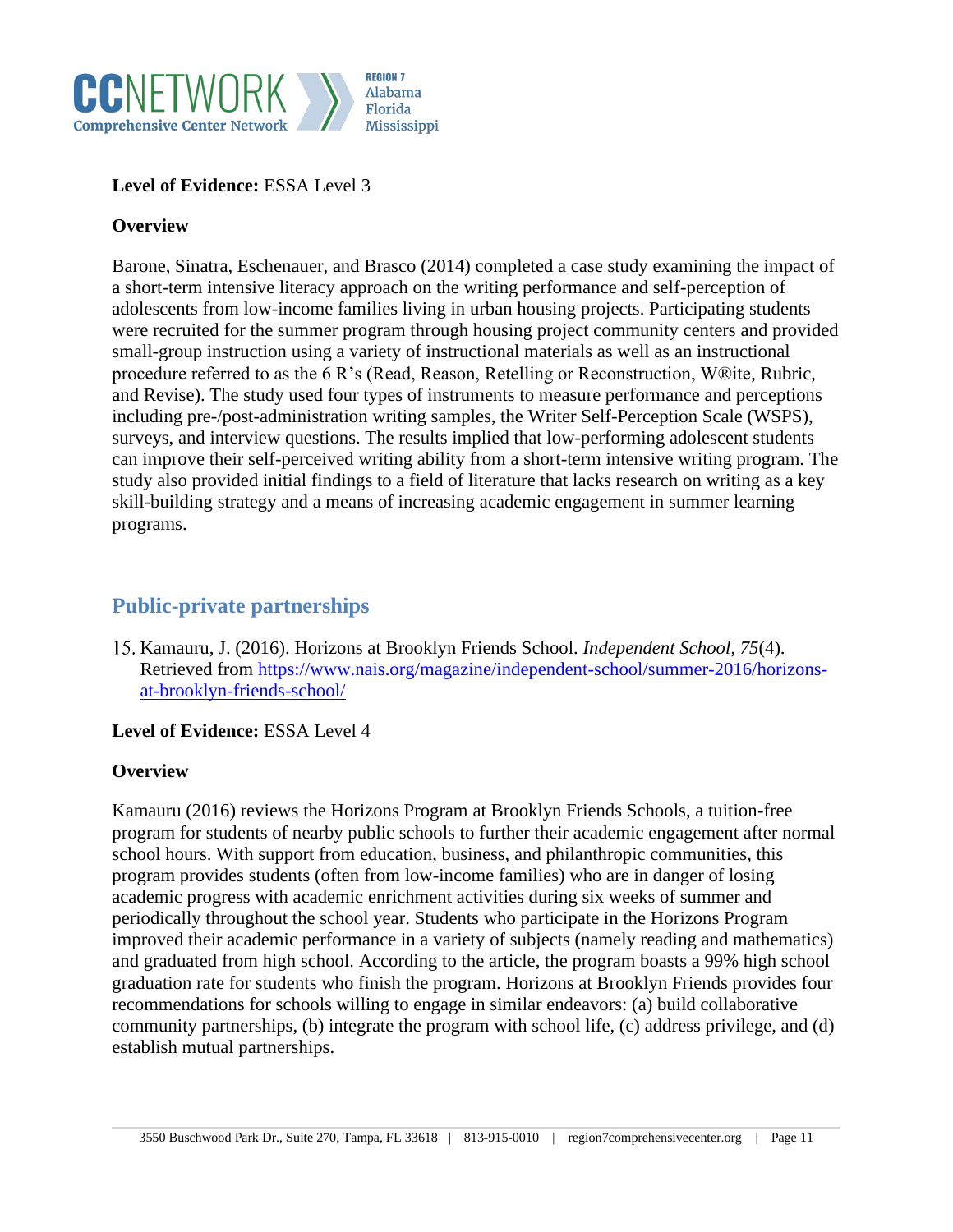**Level of Evidence:** ESSA Level 3

**Overview**

Barone, Sinatra, Eschenauer, and Brasco (2014) completed a case study examining the impact of a short-term intensive literacy approach on the writing performance and self-perception of adolescents from low-income families living in urban housing projects. Participating students were recruited for the summer program through housing project community centers and provided small-group instruction using a variety of instructional materials as well as an instructional procedure referred to as the 6 R's (Read, Reason, Retelling or Reconstruction, W®ite, Rubric, and Revise). The study used four types of instruments to measure performance and perceptions including pre-/post-administration writing samples, the Writer Self-Perception Scale (WSPS), surveys, and interview questions. The results implied that low-performing adolescent students can improve their self-perceived writing ability from a short-term intensive writing program. The study also provided initial findings to a field of literature that lacks research on writing as a key skill-building strategy and a means of increasing academic engagement in summer learning programs.

## Public-private partnerships

15. Kamauru, J. (2016). Horizons at Brooklyn Friends School. *Independent School*, *75*(4). Retrieved from https://www.nais.org/magazine/independent-school/summer-2016/horizons-at-brooklyn-friends-school/

**Level of Evidence:** ESSA Level 4

**Overview**

Kamauru (2016) reviews the Horizons Program at Brooklyn Friends Schools, a tuition-free program for students of nearby public schools to further their academic engagement after normal school hours. With support from education, business, and philanthropic communities, this program provides students (often from low-income families) who are in danger of losing academic progress with academic enrichment activities during six weeks of summer and periodically throughout the school year. Students who participate in the Horizons Program improved their academic performance in a variety of subjects (namely reading and mathematics) and graduated from high school. According to the article, the program boasts a 99% high school graduation rate for students who finish the program. Horizons at Brooklyn Friends provides four recommendations for schools willing to engage in similar endeavors: (a) build collaborative community partnerships, (b) integrate the program with school life, (c) address privilege, and (d) establish mutual partnerships.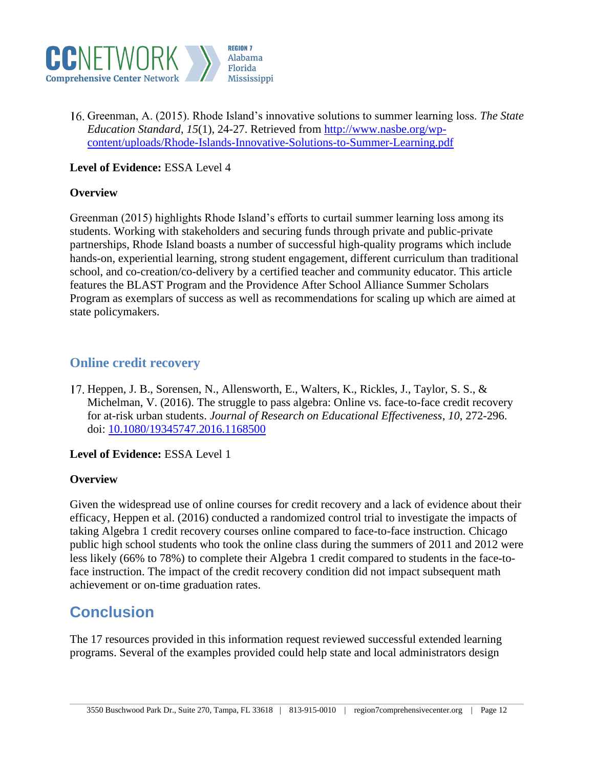16. Greenman, A. (2015). Rhode Island's innovative solutions to summer learning loss. *The State Education Standard*, *15*(1), 24-27. Retrieved from [http://www.nasbe.org/wp-content/uploads/Rhode-Islands-Innovative-Solutions-to-Summer-Learning.pdf](http://www.nasbe.org/wp-content/uploads/Rhode-Islands-Innovative-Solutions-to-Summer-Learning.pdf)

**Level of Evidence:** ESSA Level 4

**Overview**

Greenman (2015) highlights Rhode Island's efforts to curtail summer learning loss among its students. Working with stakeholders and securing funds through private and public-private partnerships, Rhode Island boasts a number of successful high-quality programs which include hands-on, experiential learning, strong student engagement, different curriculum than traditional school, and co-creation/co-delivery by a certified teacher and community educator. This article features the BLAST Program and the Providence After School Alliance Summer Scholars Program as exemplars of success as well as recommendations for scaling up which are aimed at state policymakers.

### Online credit recovery

17. Heppen, J. B., Sorensen, N., Allensworth, E., Walters, K., Rickles, J., Taylor, S. S., & Michelman, V. (2016). The struggle to pass algebra: Online vs. face-to-face credit recovery for at-risk urban students. *Journal of Research on Educational Effectiveness*, *10*, 272-296. doi: [10.1080/19345747.2016.1168500](https://doi.org/10.1080/19345747.2016.1168500)

**Level of Evidence:** ESSA Level 1

**Overview**

Given the widespread use of online courses for credit recovery and a lack of evidence about their efficacy, Heppen et al. (2016) conducted a randomized control trial to investigate the impacts of taking Algebra 1 credit recovery courses online compared to face-to-face instruction. Chicago public high school students who took the online class during the summers of 2011 and 2012 were less likely (66% to 78%) to complete their Algebra 1 credit compared to students in the face-to-face instruction. The impact of the credit recovery condition did not impact subsequent math achievement or on-time graduation rates.

## Conclusion

The 17 resources provided in this information request reviewed successful extended learning programs. Several of the examples provided could help state and local administrators design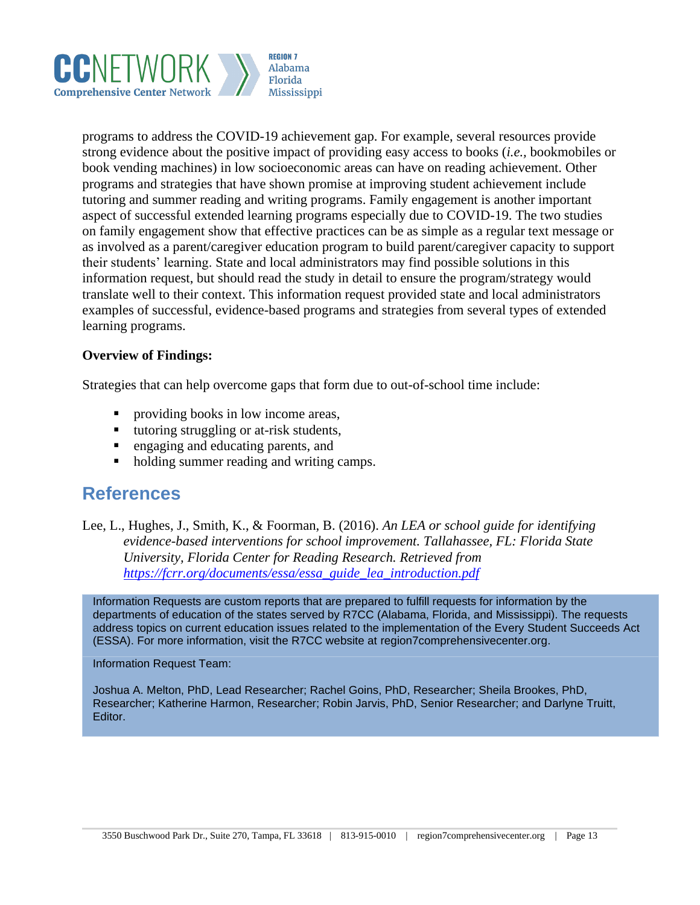programs to address the COVID-19 achievement gap. For example, several resources provide strong evidence about the positive impact of providing easy access to books (*i.e.*, bookmobiles or book vending machines) in low socioeconomic areas can have on reading achievement. Other programs and strategies that have shown promise at improving student achievement include tutoring and summer reading and writing programs. Family engagement is another important aspect of successful extended learning programs especially due to COVID-19. The two studies on family engagement show that effective practices can be as simple as a regular text message or as involved as a parent/caregiver education program to build parent/caregiver capacity to support their students' learning. State and local administrators may find possible solutions in this information request, but should read the study in detail to ensure the program/strategy would translate well to their context. This information request provided state and local administrators examples of successful, evidence-based programs and strategies from several types of extended learning programs.

**Overview of Findings:**

Strategies that can help overcome gaps that form due to out-of-school time include:

- providing books in low income areas,
- tutoring struggling or at-risk students,
- engaging and educating parents, and
- holding summer reading and writing camps.

## References

Lee, L., Hughes, J., Smith, K., & Foorman, B. (2016). *An LEA or school guide for identifying evidence-based interventions for school improvement. Tallahassee, FL: Florida State University, Florida Center for Reading Research. Retrieved from* [https://fcrr.org/documents/essa/essa_guide_lea_introduction.pdf](https://fcrr.org/documents/essa/essa_guide_lea_introduction.pdf)

Information Requests are custom reports that are prepared to fulfill requests for information by the departments of education of the states served by R7CC (Alabama, Florida, and Mississippi). The requests address topics on current education issues related to the implementation of the Every Student Succeeds Act (ESSA). For more information, visit the R7CC website at region7comprehensivecenter.org.

Information Request Team:

Joshua A. Melton, PhD, Lead Researcher; Rachel Goins, PhD, Researcher; Sheila Brookes, PhD, Researcher; Katherine Harmon, Researcher; Robin Jarvis, PhD, Senior Researcher; and Darlyne Truitt, Editor.